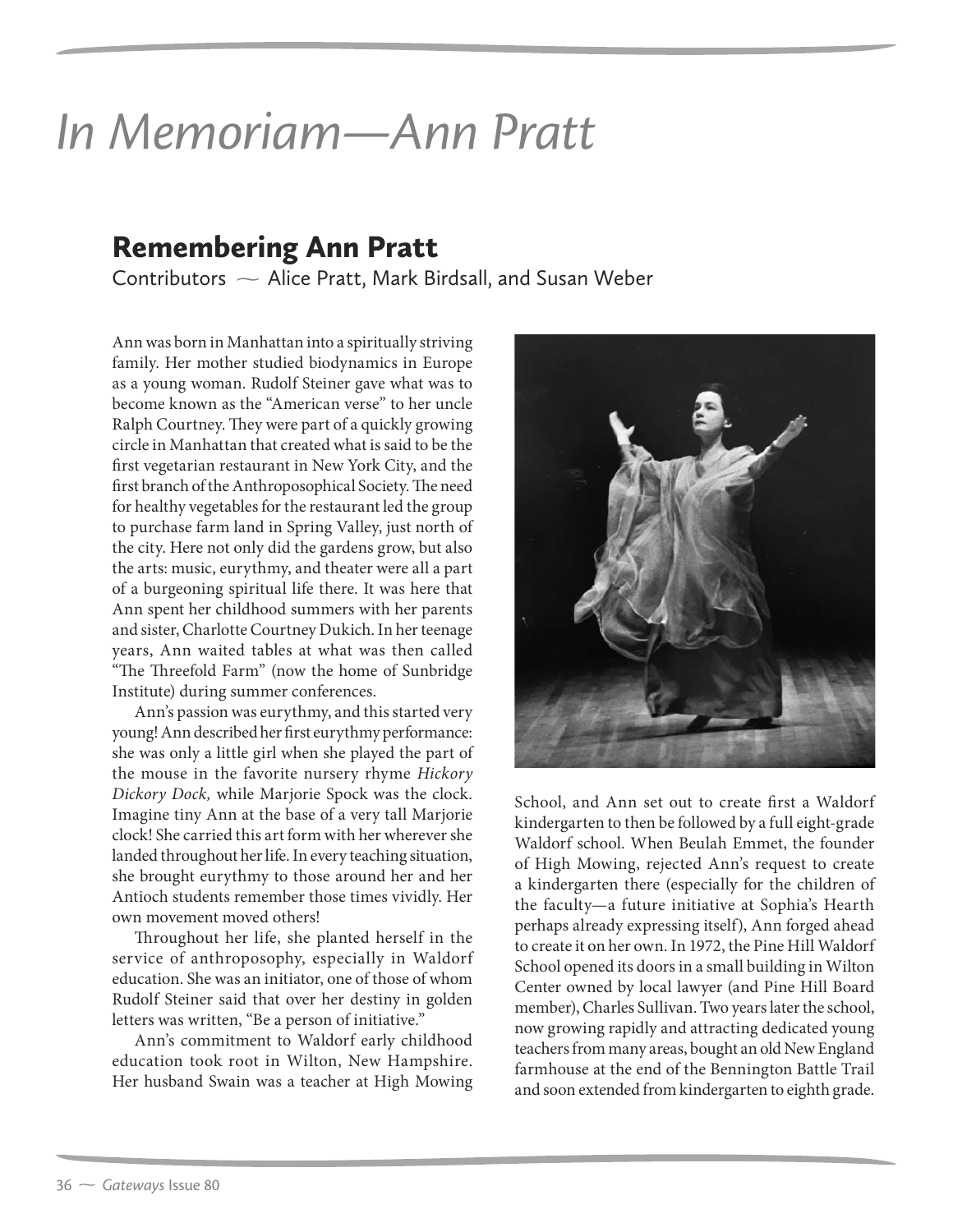# In Memoriam—Ann Pratt

## Remembering Ann Pratt

Contributors ~ Alice Pratt, Mark Birdsall, and Susan Weber

Ann was born in Manhattan into a spiritually striving family. Her mother studied biodynamics in Europe as a young woman. Rudolf Steiner gave what was to become known as the "American verse" to her uncle Ralph Courtney. They were part of a quickly growing circle in Manhattan that created what is said to be the first vegetarian restaurant in New York City, and the first branch of the Anthroposophical Society. The need for healthy vegetables for the restaurant led the group to purchase farm land in Spring Valley, just north of the city. Here not only did the gardens grow, but also the arts: music, eurythmy, and theater were all a part of a burgeoning spiritual life there. It was here that Ann spent her childhood summers with her parents and sister, Charlotte Courtney Dukich. In her teenage years, Ann waited tables at what was then called "The Threefold Farm" (now the home of Sunbridge Institute) during summer conferences.

Ann's passion was eurythmy, and this started very young! Ann described her first eurythmy performance: she was only a little girl when she played the part of the mouse in the favorite nursery rhyme *Hickory Dickory Dock,* while Marjorie Spock was the clock. Imagine tiny Ann at the base of a very tall Marjorie clock! She carried this art form with her wherever she landed throughout her life. In every teaching situation, she brought eurythmy to those around her and her Antioch students remember those times vividly. Her own movement moved others!

Throughout her life, she planted herself in the service of anthroposophy, especially in Waldorf education. She was an initiator, one of those of whom Rudolf Steiner said that over her destiny in golden letters was written, "Be a person of initiative."

Ann's commitment to Waldorf early childhood education took root in Wilton, New Hampshire. Her husband Swain was a teacher at High Mowing School, and Ann set out to create first a Waldorf kindergarten to then be followed by a full eight-grade Waldorf school. When Beulah Emmet, the founder of High Mowing, rejected Ann's request to create a kindergarten there (especially for the children of the faculty—a future initiative at Sophia's Hearth perhaps already expressing itself), Ann forged ahead to create it on her own. In 1972, the Pine Hill Waldorf School opened its doors in a small building in Wilton Center owned by local lawyer (and Pine Hill Board member), Charles Sullivan. Two years later the school, now growing rapidly and attracting dedicated young teachers from many areas, bought an old New England farmhouse at the end of the Bennington Battle Trail and soon extended from kindergarten to eighth grade.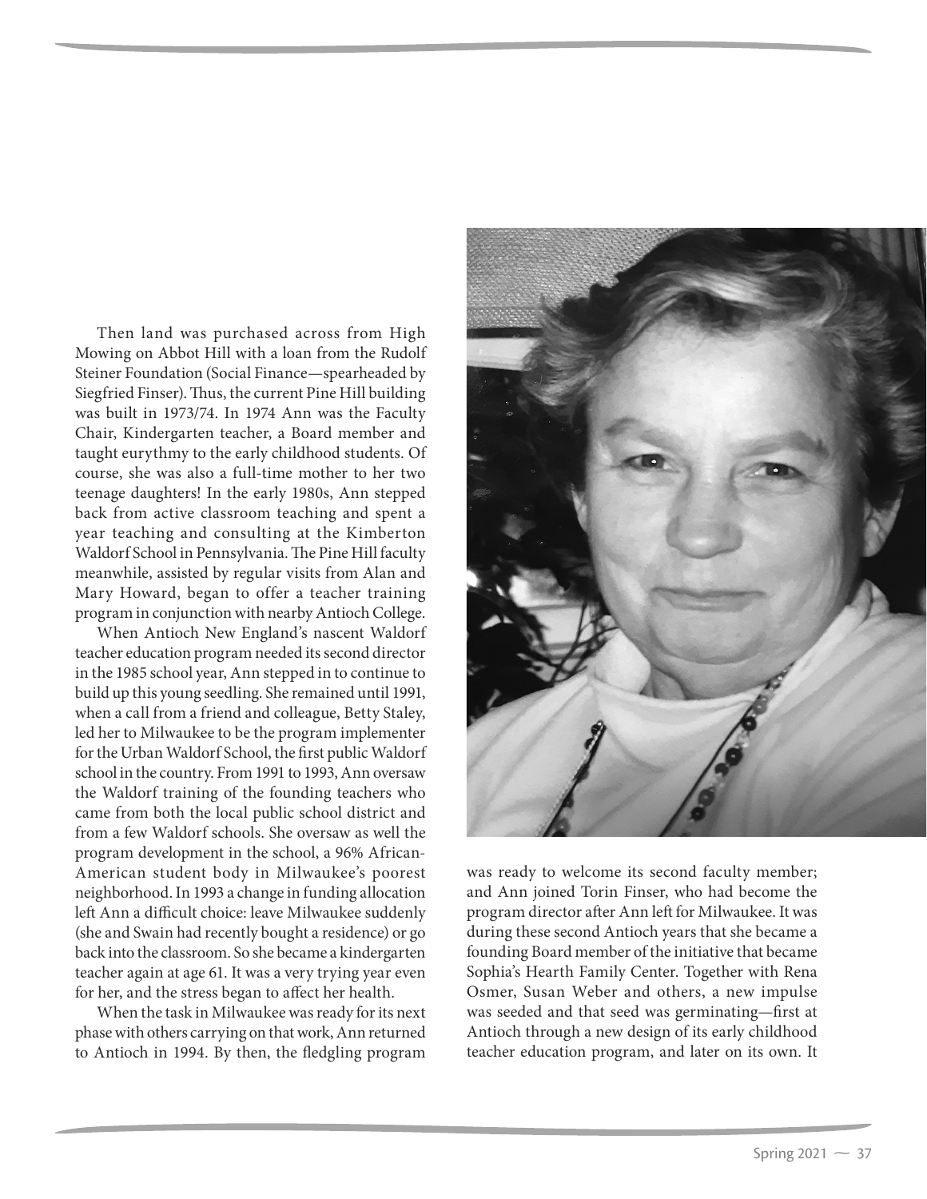Then land was purchased across from High Mowing on Abbot Hill with a loan from the Rudolf Steiner Foundation (Social Finance—spearheaded by Siegfried Finser). Thus, the current Pine Hill building was built in 1973/74. In 1974 Ann was the Faculty Chair, Kindergarten teacher, a Board member and taught eurythmy to the early childhood students. Of course, she was also a full-time mother to her two teenage daughters! In the early 1980s, Ann stepped back from active classroom teaching and spent a year teaching and consulting at the Kimberton Waldorf School in Pennsylvania. The Pine Hill faculty meanwhile, assisted by regular visits from Alan and Mary Howard, began to offer a teacher training program in conjunction with nearby Antioch College.

When Antioch New England's nascent Waldorf teacher education program needed its second director in the 1985 school year, Ann stepped in to continue to build up this young seedling. She remained until 1991, when a call from a friend and colleague, Betty Staley, led her to Milwaukee to be the program implementer for the Urban Waldorf School, the first public Waldorf school in the country. From 1991 to 1993, Ann oversaw the Waldorf training of the founding teachers who came from both the local public school district and from a few Waldorf schools. She oversaw as well the program development in the school, a 96% African-American student body in Milwaukee's poorest neighborhood. In 1993 a change in funding allocation left Ann a difficult choice: leave Milwaukee suddenly (she and Swain had recently bought a residence) or go back into the classroom. So she became a kindergarten teacher again at age 61. It was a very trying year even for her, and the stress began to affect her health.

When the task in Milwaukee was ready for its next phase with others carrying on that work, Ann returned to Antioch in 1994. By then, the fledgling program was ready to welcome its second faculty member; and Ann joined Torin Finser, who had become the program director after Ann left for Milwaukee. It was during these second Antioch years that she became a founding Board member of the initiative that became Sophia's Hearth Family Center. Together with Rena Osmer, Susan Weber and others, a new impulse was seeded and that seed was germinating—first at Antioch through a new design of its early childhood teacher education program, and later on its own. It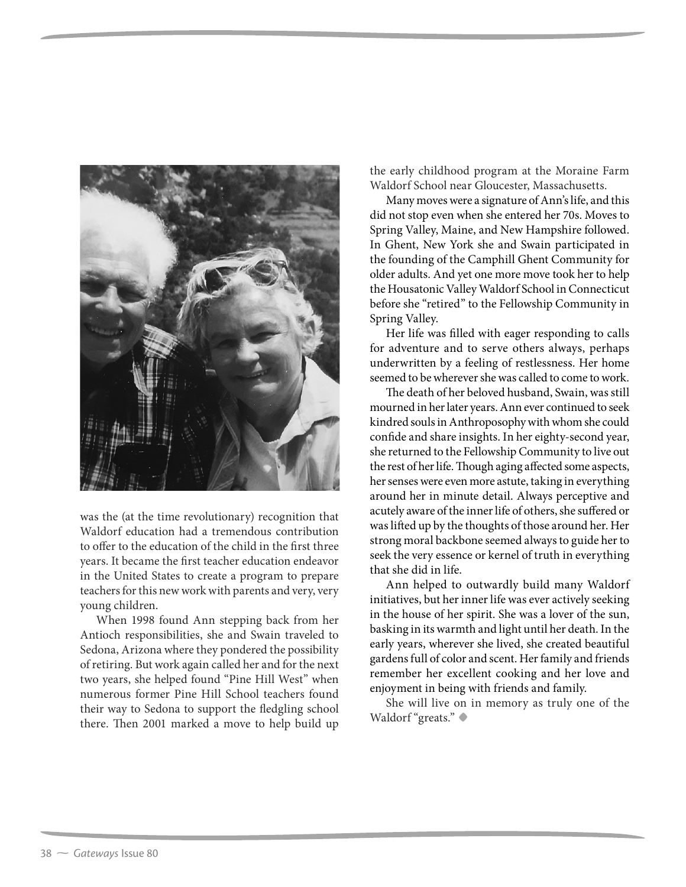was the (at the time revolutionary) recognition that Waldorf education had a tremendous contribution to offer to the education of the child in the first three years. It became the first teacher education endeavor in the United States to create a program to prepare teachers for this new work with parents and very, very young children.

When 1998 found Ann stepping back from her Antioch responsibilities, she and Swain traveled to Sedona, Arizona where they pondered the possibility of retiring. But work again called her and for the next two years, she helped found "Pine Hill West" when numerous former Pine Hill School teachers found their way to Sedona to support the fledgling school there. Then 2001 marked a move to help build up the early childhood program at the Moraine Farm Waldorf School near Gloucester, Massachusetts.

Many moves were a signature of Ann's life, and this did not stop even when she entered her 70s. Moves to Spring Valley, Maine, and New Hampshire followed. In Ghent, New York she and Swain participated in the founding of the Camphill Ghent Community for older adults. And yet one more move took her to help the Housatonic Valley Waldorf School in Connecticut before she "retired" to the Fellowship Community in Spring Valley.

Her life was filled with eager responding to calls for adventure and to serve others always, perhaps underwritten by a feeling of restlessness. Her home seemed to be wherever she was called to come to work.

The death of her beloved husband, Swain, was still mourned in her later years. Ann ever continued to seek kindred souls in Anthroposophy with whom she could confide and share insights. In her eighty-second year, she returned to the Fellowship Community to live out the rest of her life. Though aging affected some aspects, her senses were even more astute, taking in everything around her in minute detail. Always perceptive and acutely aware of the inner life of others, she suffered or was lifted up by the thoughts of those around her. Her strong moral backbone seemed always to guide her to seek the very essence or kernel of truth in everything that she did in life.

Ann helped to outwardly build many Waldorf initiatives, but her inner life was ever actively seeking in the house of her spirit. She was a lover of the sun, basking in its warmth and light until her death. In the early years, wherever she lived, she created beautiful gardens full of color and scent. Her family and friends remember her excellent cooking and her love and enjoyment in being with friends and family.

She will live on in memory as truly one of the Waldorf "greats." ◆